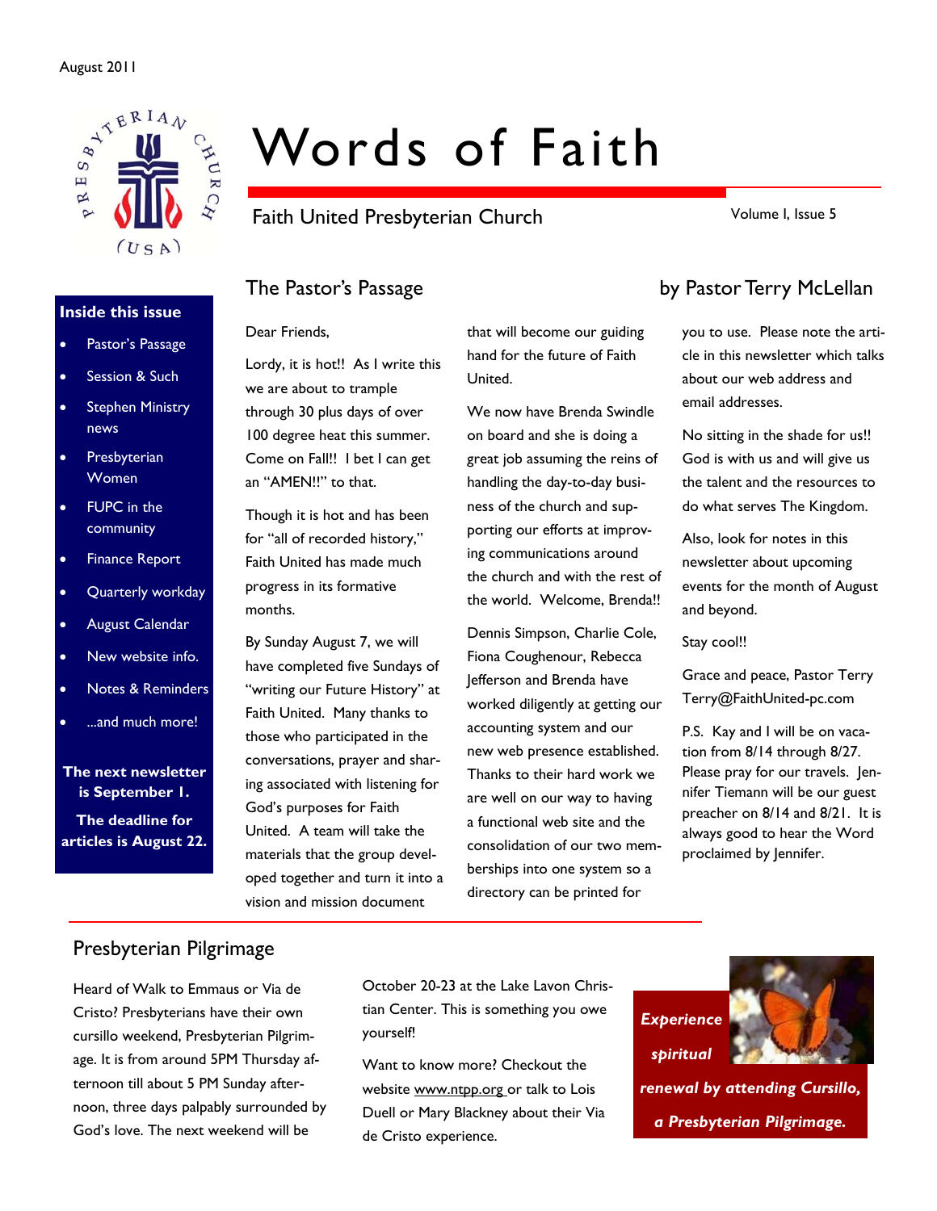August 2011

# Words of Faith

Faith United Presbyterian Church

Volume I, Issue 5

**Inside this issue**

- Pastor's Passage
- Session & Such
- Stephen Ministry news
- Presbyterian Women
- FUPC in the community
- Finance Report
- Quarterly workday
- August Calendar
- New website info.
- Notes & Reminders
- ...and much more!

**The next newsletter is September 1.**

**The deadline for articles is August 22.**

## The Pastor's Passage

by Pastor Terry McLellan

Dear Friends,

Lordy, it is hot!! As I write this we are about to trample through 30 plus days of over 100 degree heat this summer. Come on Fall!! I bet I can get an "AMEN!!" to that.

Though it is hot and has been for "all of recorded history," Faith United has made much progress in its formative months.

By Sunday August 7, we will have completed five Sundays of "writing our Future History" at Faith United. Many thanks to those who participated in the conversations, prayer and sharing associated with listening for God's purposes for Faith United. A team will take the materials that the group developed together and turn it into a vision and mission document that will become our guiding hand for the future of Faith United.

We now have Brenda Swindle on board and she is doing a great job assuming the reins of handling the day-to-day business of the church and supporting our efforts at improving communications around the church and with the rest of the world. Welcome, Brenda!!

Dennis Simpson, Charlie Cole, Fiona Coughenour, Rebecca Jefferson and Brenda have worked diligently at getting our accounting system and our new web presence established. Thanks to their hard work we are well on our way to having a functional web site and the consolidation of our two memberships into one system so a directory can be printed for you to use. Please note the article in this newsletter which talks about our web address and email addresses.

No sitting in the shade for us!! God is with us and will give us the talent and the resources to do what serves The Kingdom.

Also, look for notes in this newsletter about upcoming events for the month of August and beyond.

Stay cool!!

Grace and peace, Pastor Terry
Terry@FaithUnited-pc.com

P.S. Kay and I will be on vacation from 8/14 through 8/27. Please pray for our travels. Jennifer Tiemann will be our guest preacher on 8/14 and 8/21. It is always good to hear the Word proclaimed by Jennifer.

## Presbyterian Pilgrimage

Heard of Walk to Emmaus or Via de Cristo? Presbyterians have their own cursillo weekend, Presbyterian Pilgrimage. It is from around 5PM Thursday afternoon till about 5 PM Sunday afternoon, three days palpably surrounded by God's love. The next weekend will be October 20-23 at the Lake Lavon Christian Center. This is something you owe yourself!

Want to know more? Checkout the website www.ntpp.org or talk to Lois Duell or Mary Blackney about their Via de Cristo experience.

***Experience spiritual renewal by attending Cursillo, a Presbyterian Pilgrimage.***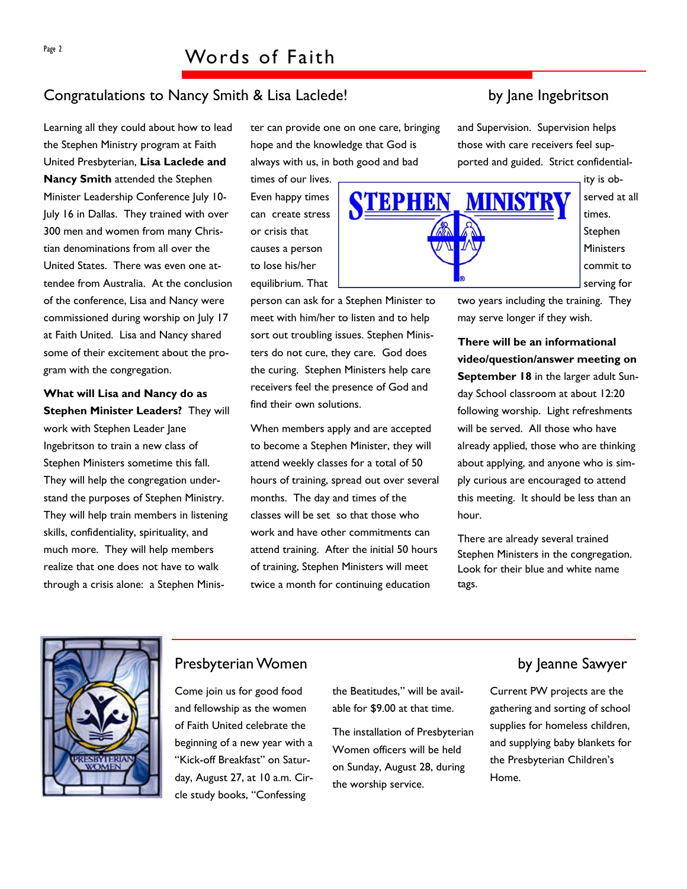## Congratulations to Nancy Smith & Lisa Laclede!

by Jane Ingebritson

Learning all they could about how to lead the Stephen Ministry program at Faith United Presbyterian, **Lisa Laclede and Nancy Smith** attended the Stephen Minister Leadership Conference July 10-July 16 in Dallas. They trained with over 300 men and women from many Christian denominations from all over the United States. There was even one attendee from Australia. At the conclusion of the conference, Lisa and Nancy were commissioned during worship on July 17 at Faith United. Lisa and Nancy shared some of their excitement about the program with the congregation.

**What will Lisa and Nancy do as Stephen Minister Leaders?** They will work with Stephen Leader Jane Ingebritson to train a new class of Stephen Ministers sometime this fall. They will help the congregation understand the purposes of Stephen Ministry. They will help train members in listening skills, confidentiality, spirituality, and much more. They will help members realize that one does not have to walk through a crisis alone: a Stephen Minister can provide one on one care, bringing hope and the knowledge that God is always with us, in both good and bad times of our lives. Even happy times can create stress or crisis that causes a person to lose his/her equilibrium. That person can ask for a Stephen Minister to meet with him/her to listen and to help sort out troubling issues. Stephen Ministers do not cure, they care. God does the curing. Stephen Ministers help care receivers feel the presence of God and find their own solutions.

When members apply and are accepted to become a Stephen Minister, they will attend weekly classes for a total of 50 hours of training, spread out over several months. The day and times of the classes will be set so that those who work and have other commitments can attend training. After the initial 50 hours of training, Stephen Ministers will meet twice a month for continuing education and Supervision. Supervision helps those with care receivers feel supported and guided. Strict confidentiality is observed at all times. Stephen Ministers commit to serving for two years including the training. They may serve longer if they wish.

**There will be an informational video/question/answer meeting on September 18** in the larger adult Sunday School classroom at about 12:20 following worship. Light refreshments will be served. All those who have already applied, those who are thinking about applying, and anyone who is simply curious are encouraged to attend this meeting. It should be less than an hour.

There are already several trained Stephen Ministers in the congregation. Look for their blue and white name tags.

## Presbyterian Women

by Jeanne Sawyer

Come join us for good food and fellowship as the women of Faith United celebrate the beginning of a new year with a "Kick-off Breakfast" on Saturday, August 27, at 10 a.m. Circle study books, "Confessing the Beatitudes," will be available for $9.00 at that time.

The installation of Presbyterian Women officers will be held on Sunday, August 28, during the worship service.

Current PW projects are the gathering and sorting of school supplies for homeless children, and supplying baby blankets for the Presbyterian Children's Home.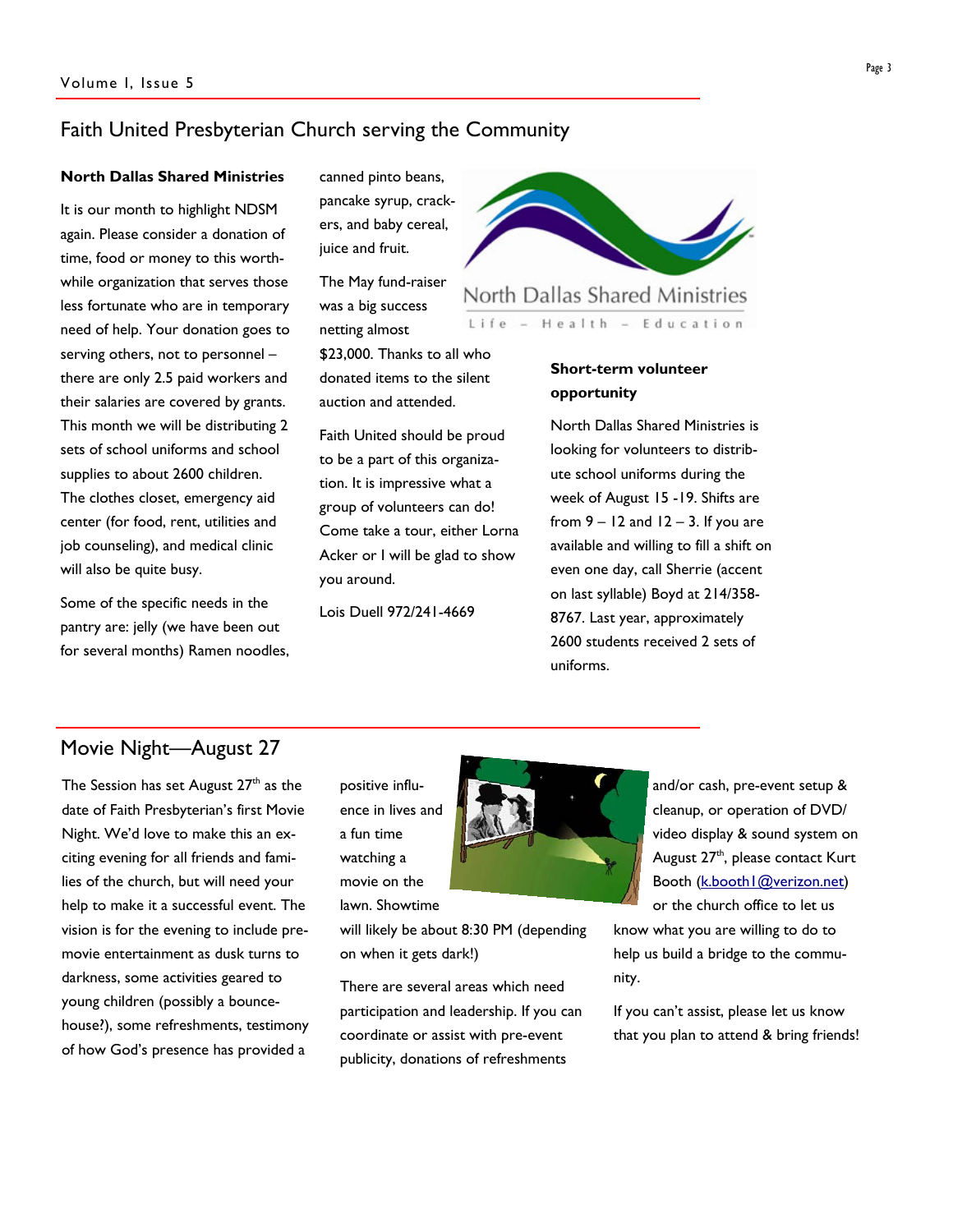## Faith United Presbyterian Church serving the Community

### North Dallas Shared Ministries

It is our month to highlight NDSM again. Please consider a donation of time, food or money to this worthwhile organization that serves those less fortunate who are in temporary need of help. Your donation goes to serving others, not to personnel – there are only 2.5 paid workers and their salaries are covered by grants. This month we will be distributing 2 sets of school uniforms and school supplies to about 2600 children. The clothes closet, emergency aid center (for food, rent, utilities and job counseling), and medical clinic will also be quite busy.

Some of the specific needs in the pantry are: jelly (we have been out for several months) Ramen noodles, canned pinto beans, pancake syrup, crackers, and baby cereal, juice and fruit.

The May fund-raiser was a big success netting almost $23,000. Thanks to all who donated items to the silent auction and attended.

Faith United should be proud to be a part of this organization. It is impressive what a group of volunteers can do! Come take a tour, either Lorna Acker or I will be glad to show you around.

Lois Duell 972/241-4669

North Dallas Shared Ministries

Life – Health – Education

### Short-term volunteer opportunity

North Dallas Shared Ministries is looking for volunteers to distribute school uniforms during the week of August 15 -19. Shifts are from 9 – 12 and 12 – 3. If you are available and willing to fill a shift on even one day, call Sherrie (accent on last syllable) Boyd at 214/358-8767. Last year, approximately 2600 students received 2 sets of uniforms.

## Movie Night—August 27

The Session has set August 27th as the date of Faith Presbyterian's first Movie Night. We'd love to make this an exciting evening for all friends and families of the church, but will need your help to make it a successful event. The vision is for the evening to include pre-movie entertainment as dusk turns to darkness, some activities geared to young children (possibly a bounce-house?), some refreshments, testimony of how God's presence has provided a positive influence in lives and a fun time watching a movie on the lawn. Showtime will likely be about 8:30 PM (depending on when it gets dark!)

There are several areas which need participation and leadership. If you can coordinate or assist with pre-event publicity, donations of refreshments and/or cash, pre-event setup & cleanup, or operation of DVD/video display & sound system on August 27th, please contact Kurt Booth (k.booth1@verizon.net) or the church office to let us know what you are willing to do to help us build a bridge to the community.

If you can't assist, please let us know that you plan to attend & bring friends!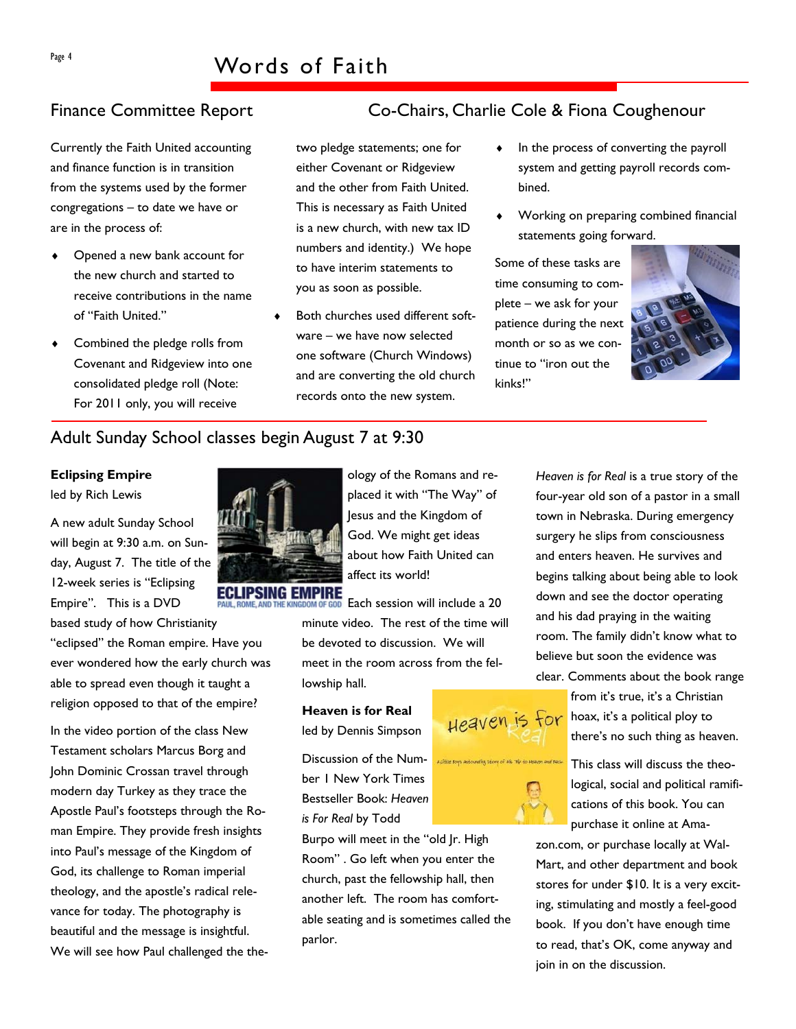## Finance Committee Report

## Co-Chairs, Charlie Cole & Fiona Coughenour

Currently the Faith United accounting and finance function is in transition from the systems used by the former congregations – to date we have or are in the process of:

- Opened a new bank account for the new church and started to receive contributions in the name of "Faith United."
- Combined the pledge rolls from Covenant and Ridgeview into one consolidated pledge roll (Note: For 2011 only, you will receive two pledge statements; one for either Covenant or Ridgeview and the other from Faith United. This is necessary as Faith United is a new church, with new tax ID numbers and identity.) We hope to have interim statements to you as soon as possible.
- Both churches used different software – we have now selected one software (Church Windows) and are converting the old church records onto the new system.
- In the process of converting the payroll system and getting payroll records combined.
- Working on preparing combined financial statements going forward.

Some of these tasks are time consuming to complete – we ask for your patience during the next month or so as we continue to "iron out the kinks!"

## Adult Sunday School classes begin August 7 at 9:30

**Eclipsing Empire**
led by Rich Lewis

A new adult Sunday School will begin at 9:30 a.m. on Sunday, August 7. The title of the 12-week series is "Eclipsing Empire". This is a DVD based study of how Christianity "eclipsed" the Roman empire. Have you ever wondered how the early church was able to spread even though it taught a religion opposed to that of the empire?

In the video portion of the class New Testament scholars Marcus Borg and John Dominic Crossan travel through modern day Turkey as they trace the Apostle Paul's footsteps through the Roman Empire. They provide fresh insights into Paul's message of the Kingdom of God, its challenge to Roman imperial theology, and the apostle's radical relevance for today. The photography is beautiful and the message is insightful. We will see how Paul challenged the theology of the Romans and replaced it with "The Way" of Jesus and the Kingdom of God. We might get ideas about how Faith United can affect its world!

Each session will include a 20 minute video. The rest of the time will be devoted to discussion. We will meet in the room across from the fellowship hall.

**Heaven is for Real**
led by Dennis Simpson

Discussion of the Number 1 New York Times Bestseller Book: *Heaven is For Real* by Todd Burpo will meet in the "old Jr. High Room". Go left when you enter the church, past the fellowship hall, then another left. The room has comfortable seating and is sometimes called the parlor.

*Heaven is for Real* is a true story of the four-year old son of a pastor in a small town in Nebraska. During emergency surgery he slips from consciousness and enters heaven. He survives and begins talking about being able to look down and see the doctor operating and his dad praying in the waiting room. The family didn't know what to believe but soon the evidence was clear. Comments about the book range from it's true, it's a Christian hoax, it's a political ploy to there's no such thing as heaven.

This class will discuss the theological, social and political ramifications of this book. You can purchase it online at Amazon.com, or purchase locally at Wal-Mart, and other department and book stores for under $10. It is a very exciting, stimulating and mostly a feel-good book. If you don't have enough time to read, that's OK, come anyway and join in on the discussion.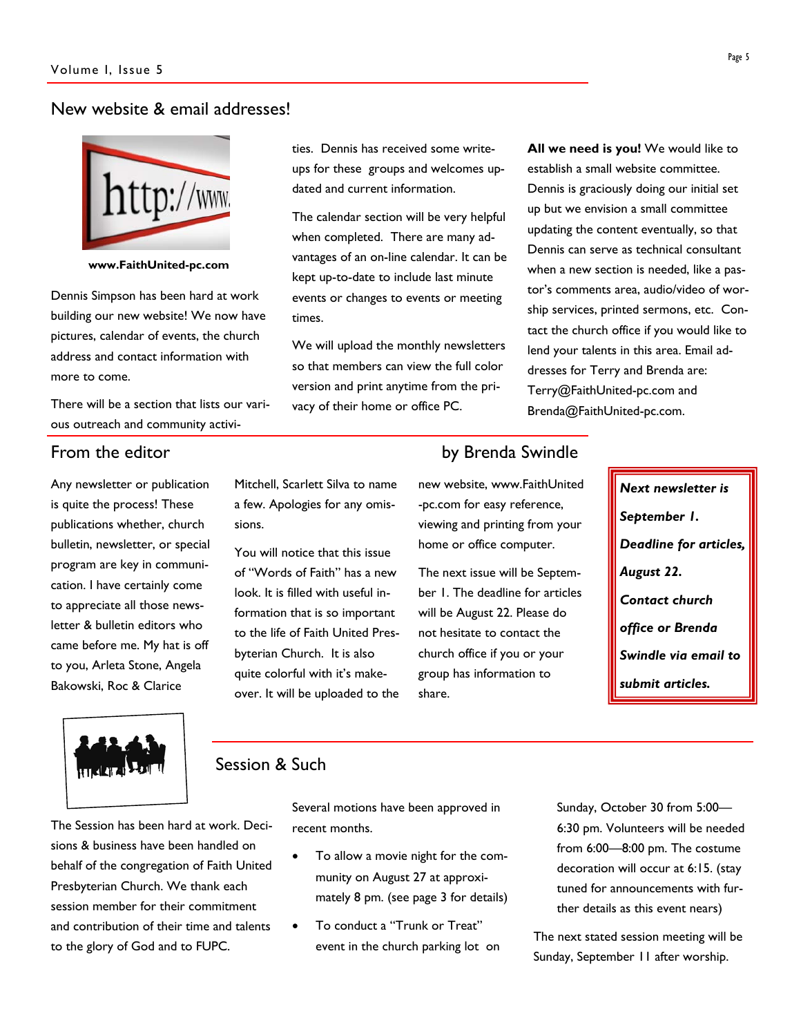## New website & email addresses!

www.FaithUnited-pc.com

Dennis Simpson has been hard at work building our new website! We now have pictures, calendar of events, the church address and contact information with more to come.

There will be a section that lists our various outreach and community activities. Dennis has received some write-ups for these groups and welcomes updated and current information.

The calendar section will be very helpful when completed. There are many advantages of an on-line calendar. It can be kept up-to-date to include last minute events or changes to events or meeting times.

We will upload the monthly newsletters so that members can view the full color version and print anytime from the privacy of their home or office PC.

**All we need is you!** We would like to establish a small website committee. Dennis is graciously doing our initial set up but we envision a small committee updating the content eventually, so that Dennis can serve as technical consultant when a new section is needed, like a pastor's comments area, audio/video of worship services, printed sermons, etc. Contact the church office if you would like to lend your talents in this area. Email addresses for Terry and Brenda are: Terry@FaithUnited-pc.com and Brenda@FaithUnited-pc.com.

## From the editor

by Brenda Swindle

Any newsletter or publication is quite the process! These publications whether, church bulletin, newsletter, or special program are key in communication. I have certainly come to appreciate all those newsletter & bulletin editors who came before me. My hat is off to you, Arleta Stone, Angela Bakowski, Roc & Clarice Mitchell, Scarlett Silva to name a few. Apologies for any omissions.

You will notice that this issue of "Words of Faith" has a new look. It is filled with useful information that is so important to the life of Faith United Presbyterian Church. It is also quite colorful with it's makeover. It will be uploaded to the new website, www.FaithUnited-pc.com for easy reference, viewing and printing from your home or office computer.

The next issue will be September 1. The deadline for articles will be August 22. Please do not hesitate to contact the church office if you or your group has information to share.

***Next newsletter is September 1.***

***Deadline for articles, August 22.***

***Contact church office or Brenda Swindle via email to submit articles.***

## Session & Such

The Session has been hard at work. Decisions & business have been handled on behalf of the congregation of Faith United Presbyterian Church. We thank each session member for their commitment and contribution of their time and talents to the glory of God and to FUPC.

Several motions have been approved in recent months.

- To allow a movie night for the community on August 27 at approximately 8 pm. (see page 3 for details)
- To conduct a "Trunk or Treat" event in the church parking lot on Sunday, October 30 from 5:00—6:30 pm. Volunteers will be needed from 6:00—8:00 pm. The costume decoration will occur at 6:15. (stay tuned for announcements with further details as this event nears)

The next stated session meeting will be Sunday, September 11 after worship.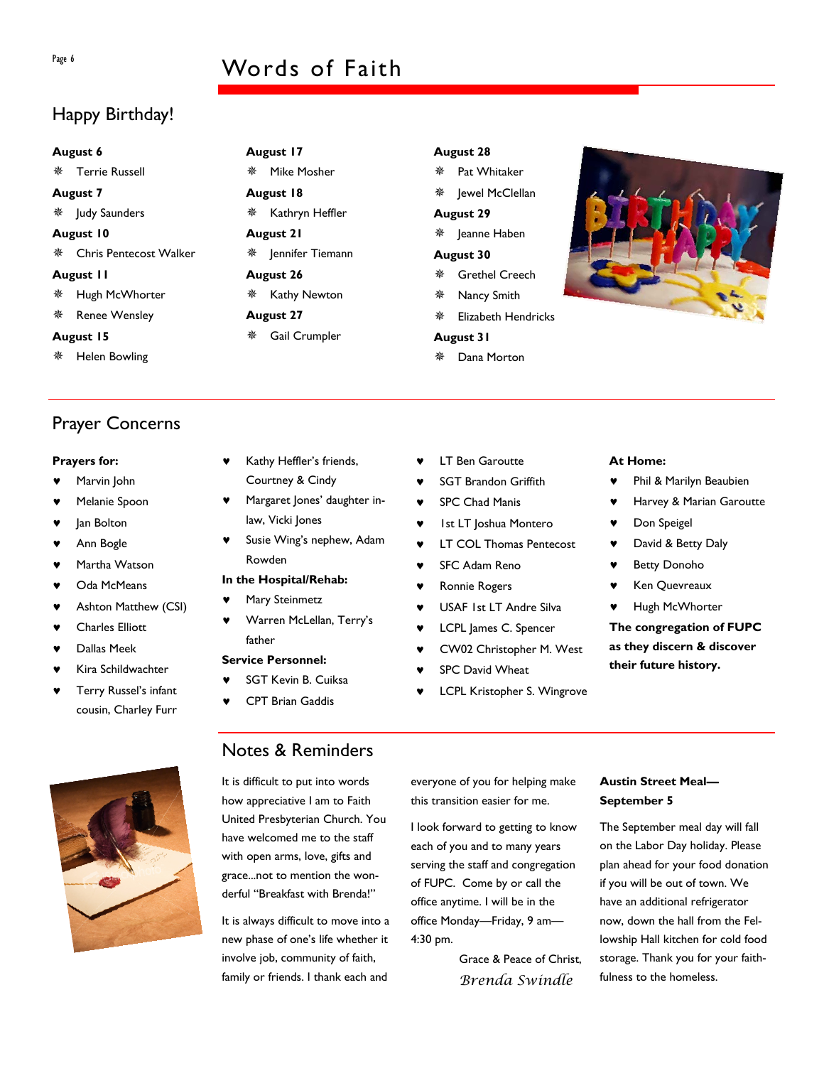# Words of Faith

## Happy Birthday!

**August 6**
- Terrie Russell

**August 7**
- Judy Saunders

**August 10**
- Chris Pentecost Walker

**August 11**
- Hugh McWhorter
- Renee Wensley

**August 15**
- Helen Bowling

**August 17**
- Mike Mosher

**August 18**
- Kathryn Heffler

**August 21**
- Jennifer Tiemann

**August 26**
- Kathy Newton

**August 27**
- Gail Crumpler

**August 28**
- Pat Whitaker
- Jewel McClellan

**August 29**
- Jeanne Haben

**August 30**
- Grethel Creech
- Nancy Smith
- Elizabeth Hendricks

**August 31**
- Dana Morton

## Prayer Concerns

**Prayers for:**
- Marvin John
- Melanie Spoon
- Jan Bolton
- Ann Bogle
- Martha Watson
- Oda McMeans
- Ashton Matthew (CSI)
- Charles Elliott
- Dallas Meek
- Kira Schildwachter
- Terry Russel's infant cousin, Charley Furr
- Kathy Heffler's friends, Courtney & Cindy
- Margaret Jones' daughter in-law, Vicki Jones
- Susie Wing's nephew, Adam Rowden

**In the Hospital/Rehab:**
- Mary Steinmetz
- Warren McLellan, Terry's father

**Service Personnel:**
- SGT Kevin B. Cuiksa
- CPT Brian Gaddis
- LT Ben Garoutte
- SGT Brandon Griffith
- SPC Chad Manis
- 1st LT Joshua Montero
- LT COL Thomas Pentecost
- SFC Adam Reno
- Ronnie Rogers
- USAF 1st LT Andre Silva
- LCPL James C. Spencer
- CW02 Christopher M. West
- SPC David Wheat
- LCPL Kristopher S. Wingrove

**At Home:**
- Phil & Marilyn Beaubien
- Harvey & Marian Garoutte
- Don Speigel
- David & Betty Daly
- Betty Donoho
- Ken Quevreaux
- Hugh McWhorter

**The congregation of FUPC as they discern & discover their future history.**

## Notes & Reminders

It is difficult to put into words how appreciative I am to Faith United Presbyterian Church. You have welcomed me to the staff with open arms, love, gifts and grace...not to mention the wonderful "Breakfast with Brenda!"

It is always difficult to move into a new phase of one's life whether it involve job, community of faith, family or friends. I thank each and everyone of you for helping make this transition easier for me.

I look forward to getting to know each of you and to many years serving the staff and congregation of FUPC. Come by or call the office anytime. I will be in the office Monday—Friday, 9 am—4:30 pm.

Grace & Peace of Christ,

*Brenda Swindle*

**Austin Street Meal—September 5**

The September meal day will fall on the Labor Day holiday. Please plan ahead for your food donation if you will be out of town. We have an additional refrigerator now, down the hall from the Fellowship Hall kitchen for cold food storage. Thank you for your faithfulness to the homeless.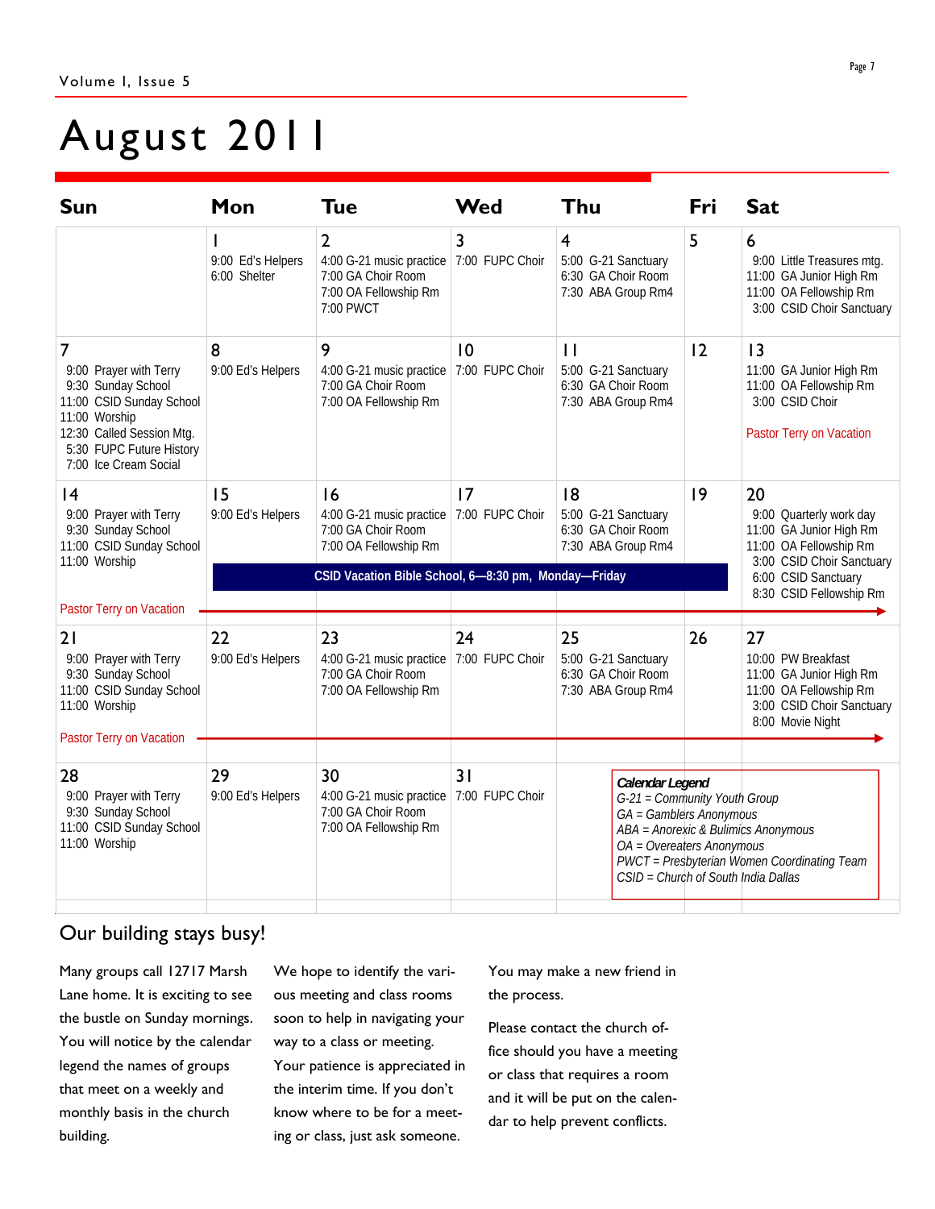# August 2011

| Sun | Mon | Tue | Wed | Thu | Fri | Sat |
|---|---|---|---|---|---|---|
| | 1<br>9:00 Ed's Helpers<br>6:00 Shelter | 2<br>4:00 G-21 music practice<br>7:00 GA Choir Room<br>7:00 OA Fellowship Rm<br>7:00 PWCT | 3<br>7:00 FUPC Choir | 4<br>5:00 G-21 Sanctuary<br>6:30 GA Choir Room<br>7:30 ABA Group Rm4 | 5 | 6<br>9:00 Little Treasures mtg.<br>11:00 GA Junior High Rm<br>11:00 OA Fellowship Rm<br>3:00 CSID Choir Sanctuary |
| 7<br>9:00 Prayer with Terry<br>9:30 Sunday School<br>11:00 CSID Sunday School<br>11:00 Worship<br>12:30 Called Session Mtg.<br>5:30 FUPC Future History<br>7:00 Ice Cream Social | 8<br>9:00 Ed's Helpers | 9<br>4:00 G-21 music practice<br>7:00 GA Choir Room<br>7:00 OA Fellowship Rm | 10<br>7:00 FUPC Choir | 11<br>5:00 G-21 Sanctuary<br>6:30 GA Choir Room<br>7:30 ABA Group Rm4 | 12 | 13<br>11:00 GA Junior High Rm<br>11:00 OA Fellowship Rm<br>3:00 CSID Choir<br><br>Pastor Terry on Vacation |
| 14<br>9:00 Prayer with Terry<br>9:30 Sunday School<br>11:00 CSID Sunday School<br>11:00 Worship<br><br>Pastor Terry on Vacation → | 15<br>9:00 Ed's Helpers<br><br>CSID Vacation Bible School, 6—8:30 pm, Monday—Friday | 16<br>4:00 G-21 music practice<br>7:00 GA Choir Room<br>7:00 OA Fellowship Rm | 17<br>7:00 FUPC Choir | 18<br>5:00 G-21 Sanctuary<br>6:30 GA Choir Room<br>7:30 ABA Group Rm4 | 19 | 20<br>9:00 Quarterly work day<br>11:00 GA Junior High Rm<br>11:00 OA Fellowship Rm<br>3:00 CSID Choir Sanctuary<br>6:00 CSID Sanctuary<br>8:30 CSID Fellowship Rm |
| 21<br>9:00 Prayer with Terry<br>9:30 Sunday School<br>11:00 CSID Sunday School<br>11:00 Worship<br><br>Pastor Terry on Vacation → | 22<br>9:00 Ed's Helpers | 23<br>4:00 G-21 music practice<br>7:00 GA Choir Room<br>7:00 OA Fellowship Rm | 24<br>7:00 FUPC Choir | 25<br>5:00 G-21 Sanctuary<br>6:30 GA Choir Room<br>7:30 ABA Group Rm4 | 26 | 27<br>10:00 PW Breakfast<br>11:00 GA Junior High Rm<br>11:00 OA Fellowship Rm<br>3:00 CSID Choir Sanctuary<br>8:00 Movie Night |
| 28<br>9:00 Prayer with Terry<br>9:30 Sunday School<br>11:00 CSID Sunday School<br>11:00 Worship | 29<br>9:00 Ed's Helpers | 30<br>4:00 G-21 music practice<br>7:00 GA Choir Room<br>7:00 OA Fellowship Rm | 31<br>7:00 FUPC Choir | | | |

***Calendar Legend***
*G-21 = Community Youth Group*
*GA = Gamblers Anonymous*
*ABA = Anorexic & Bulimics Anonymous*
*OA = Overeaters Anonymous*
*PWCT = Presbyterian Women Coordinating Team*
*CSID = Church of South India Dallas*

## Our building stays busy!

Many groups call 12717 Marsh Lane home. It is exciting to see the bustle on Sunday mornings. You will notice by the calendar legend the names of groups that meet on a weekly and monthly basis in the church building.

We hope to identify the various meeting and class rooms soon to help in navigating your way to a class or meeting. Your patience is appreciated in the interim time. If you don't know where to be for a meeting or class, just ask someone. You may make a new friend in the process.

Please contact the church office should you have a meeting or class that requires a room and it will be put on the calendar to help prevent conflicts.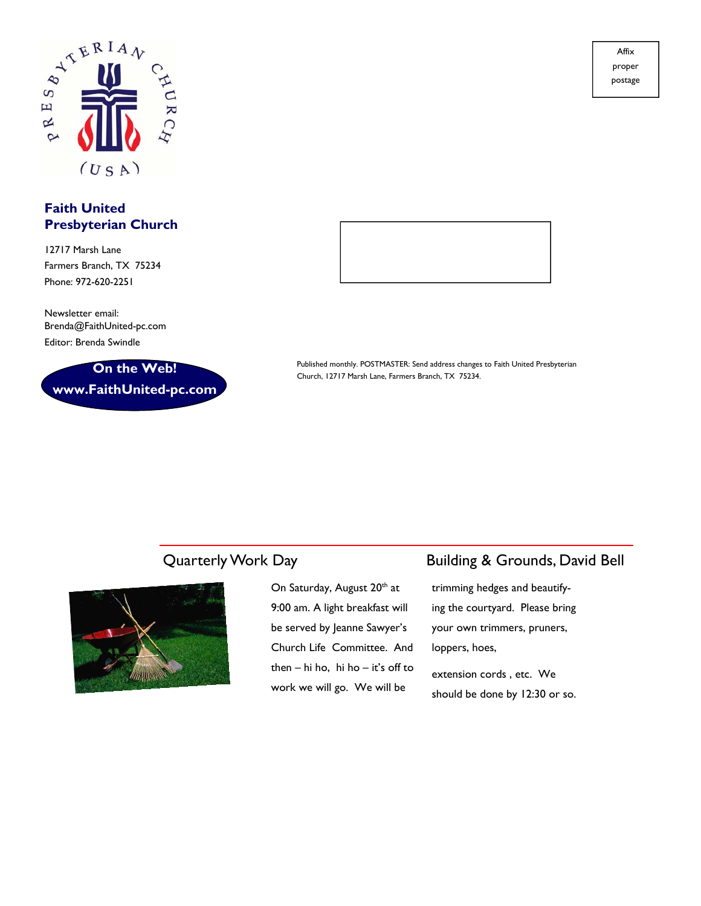Affix proper postage

**Faith United Presbyterian Church**

12717 Marsh Lane
Farmers Branch, TX 75234
Phone: 972-620-2251

Newsletter email:
Brenda@FaithUnited-pc.com
Editor: Brenda Swindle

**On the Web!**
**www.FaithUnited-pc.com**

Published monthly. POSTMASTER: Send address changes to Faith United Presbyterian Church, 12717 Marsh Lane, Farmers Branch, TX 75234.

## Quarterly Work Day

## Building & Grounds, David Bell

On Saturday, August 20th at 9:00 am. A light breakfast will be served by Jeanne Sawyer's Church Life Committee. And then – hi ho, hi ho – it's off to work we will go. We will be trimming hedges and beautifying the courtyard. Please bring your own trimmers, pruners, loppers, hoes,

extension cords , etc. We should be done by 12:30 or so.